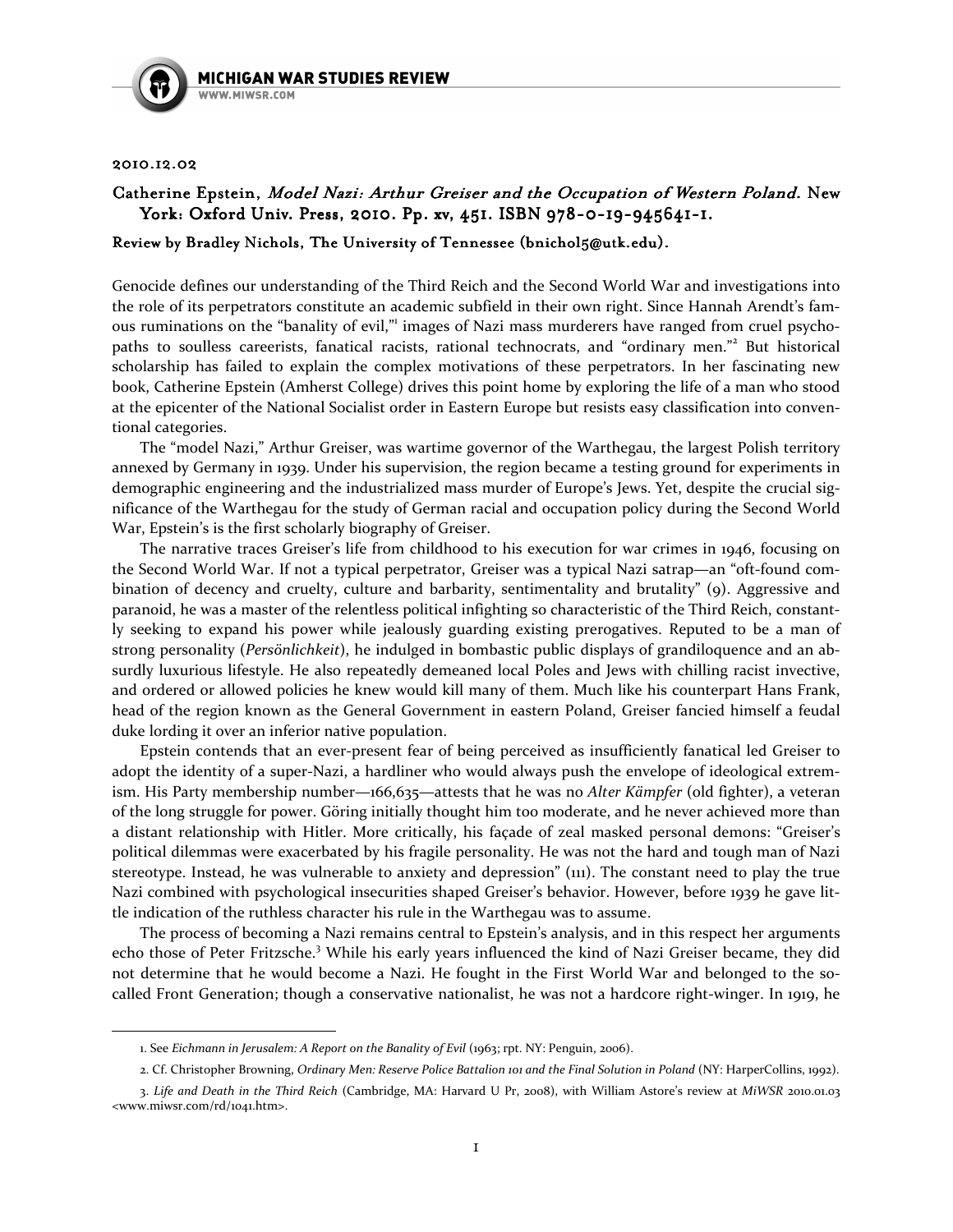2010.12.02

Catherine Epstein, *Model Nazi: Arthur Greiser and the Occupation of Western Poland*. New York: Oxford Univ. Press, 2010. Pp. xv, 451. ISBN 978-0-19-945641-1.

Review by Bradley Nichols, The University of Tennessee (bnichol5@utk.edu).

Genocide defines our understanding of the Third Reich and the Second World War and investigations into the role of its perpetrators constitute an academic subfield in their own right. Since Hannah Arendt's famous ruminations on the "banality of evil,"[1] images of Nazi mass murderers have ranged from cruel psychopaths to soulless careerists, fanatical racists, rational technocrats, and "ordinary men."[2] But historical scholarship has failed to explain the complex motivations of these perpetrators. In her fascinating new book, Catherine Epstein (Amherst College) drives this point home by exploring the life of a man who stood at the epicenter of the National Socialist order in Eastern Europe but resists easy classification into conventional categories.

The "model Nazi," Arthur Greiser, was wartime governor of the Warthegau, the largest Polish territory annexed by Germany in 1939. Under his supervision, the region became a testing ground for experiments in demographic engineering and the industrialized mass murder of Europe's Jews. Yet, despite the crucial significance of the Warthegau for the study of German racial and occupation policy during the Second World War, Epstein's is the first scholarly biography of Greiser.

The narrative traces Greiser's life from childhood to his execution for war crimes in 1946, focusing on the Second World War. If not a typical perpetrator, Greiser was a typical Nazi satrap—an "oft-found combination of decency and cruelty, culture and barbarity, sentimentality and brutality" (9). Aggressive and paranoid, he was a master of the relentless political infighting so characteristic of the Third Reich, constantly seeking to expand his power while jealously guarding existing prerogatives. Reputed to be a man of strong personality (*Persönlichkeit*), he indulged in bombastic public displays of grandiloquence and an absurdly luxurious lifestyle. He also repeatedly demeaned local Poles and Jews with chilling racist invective, and ordered or allowed policies he knew would kill many of them. Much like his counterpart Hans Frank, head of the region known as the General Government in eastern Poland, Greiser fancied himself a feudal duke lording it over an inferior native population.

Epstein contends that an ever-present fear of being perceived as insufficiently fanatical led Greiser to adopt the identity of a super-Nazi, a hardliner who would always push the envelope of ideological extremism. His Party membership number—166,635—attests that he was no *Alter Kämpfer* (old fighter), a veteran of the long struggle for power. Göring initially thought him too moderate, and he never achieved more than a distant relationship with Hitler. More critically, his façade of zeal masked personal demons: "Greiser's political dilemmas were exacerbated by his fragile personality. He was not the hard and tough man of Nazi stereotype. Instead, he was vulnerable to anxiety and depression" (111). The constant need to play the true Nazi combined with psychological insecurities shaped Greiser's behavior. However, before 1939 he gave little indication of the ruthless character his rule in the Warthegau was to assume.

The process of becoming a Nazi remains central to Epstein's analysis, and in this respect her arguments echo those of Peter Fritzsche.[3] While his early years influenced the kind of Nazi Greiser became, they did not determine that he would become a Nazi. He fought in the First World War and belonged to the so-called Front Generation; though a conservative nationalist, he was not a hardcore right-winger. In 1919, he

---

1. See *Eichmann in Jerusalem: A Report on the Banality of Evil* (1963; rpt. NY: Penguin, 2006).

2. Cf. Christopher Browning, *Ordinary Men: Reserve Police Battalion 101 and the Final Solution in Poland* (NY: HarperCollins, 1992).

3. *Life and Death in the Third Reich* (Cambridge, MA: Harvard U Pr, 2008), with William Astore's review at *MiWSR* 2010.01.03 <www.miwsr.com/rd/1041.htm>.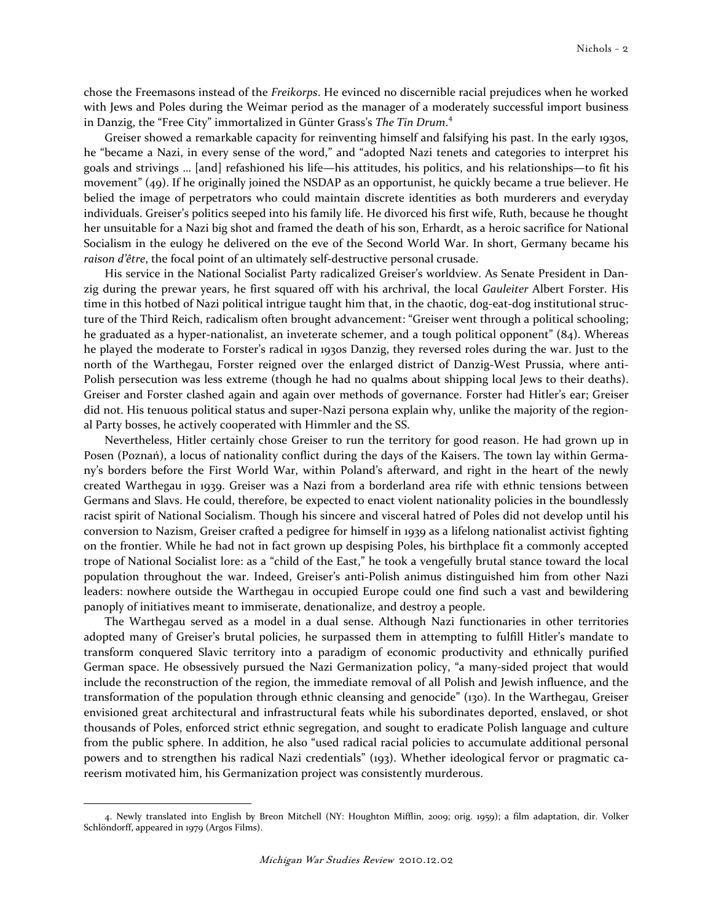chose the Freemasons instead of the *Freikorps*. He evinced no discernible racial prejudices when he worked with Jews and Poles during the Weimar period as the manager of a moderately successful import business in Danzig, the "Free City" immortalized in Günter Grass's *The Tin Drum*.[4]

Greiser showed a remarkable capacity for reinventing himself and falsifying his past. In the early 1930s, he "became a Nazi, in every sense of the word," and "adopted Nazi tenets and categories to interpret his goals and strivings … [and] refashioned his life—his attitudes, his politics, and his relationships—to fit his movement" (49). If he originally joined the NSDAP as an opportunist, he quickly became a true believer. He belied the image of perpetrators who could maintain discrete identities as both murderers and everyday individuals. Greiser's politics seeped into his family life. He divorced his first wife, Ruth, because he thought her unsuitable for a Nazi big shot and framed the death of his son, Erhardt, as a heroic sacrifice for National Socialism in the eulogy he delivered on the eve of the Second World War. In short, Germany became his *raison d'être*, the focal point of an ultimately self-destructive personal crusade.

His service in the National Socialist Party radicalized Greiser's worldview. As Senate President in Danzig during the prewar years, he first squared off with his archrival, the local *Gauleiter* Albert Forster. His time in this hotbed of Nazi political intrigue taught him that, in the chaotic, dog-eat-dog institutional structure of the Third Reich, radicalism often brought advancement: "Greiser went through a political schooling; he graduated as a hyper-nationalist, an inveterate schemer, and a tough political opponent" (84). Whereas he played the moderate to Forster's radical in 1930s Danzig, they reversed roles during the war. Just to the north of the Warthegau, Forster reigned over the enlarged district of Danzig-West Prussia, where anti-Polish persecution was less extreme (though he had no qualms about shipping local Jews to their deaths). Greiser and Forster clashed again and again over methods of governance. Forster had Hitler's ear; Greiser did not. His tenuous political status and super-Nazi persona explain why, unlike the majority of the regional Party bosses, he actively cooperated with Himmler and the SS.

Nevertheless, Hitler certainly chose Greiser to run the territory for good reason. He had grown up in Posen (Poznań), a locus of nationality conflict during the days of the Kaisers. The town lay within Germany's borders before the First World War, within Poland's afterward, and right in the heart of the newly created Warthegau in 1939. Greiser was a Nazi from a borderland area rife with ethnic tensions between Germans and Slavs. He could, therefore, be expected to enact violent nationality policies in the boundlessly racist spirit of National Socialism. Though his sincere and visceral hatred of Poles did not develop until his conversion to Nazism, Greiser crafted a pedigree for himself in 1939 as a lifelong nationalist activist fighting on the frontier. While he had not in fact grown up despising Poles, his birthplace fit a commonly accepted trope of National Socialist lore: as a "child of the East," he took a vengefully brutal stance toward the local population throughout the war. Indeed, Greiser's anti-Polish animus distinguished him from other Nazi leaders: nowhere outside the Warthegau in occupied Europe could one find such a vast and bewildering panoply of initiatives meant to immiserate, denationalize, and destroy a people.

The Warthegau served as a model in a dual sense. Although Nazi functionaries in other territories adopted many of Greiser's brutal policies, he surpassed them in attempting to fulfill Hitler's mandate to transform conquered Slavic territory into a paradigm of economic productivity and ethnically purified German space. He obsessively pursued the Nazi Germanization policy, "a many-sided project that would include the reconstruction of the region, the immediate removal of all Polish and Jewish influence, and the transformation of the population through ethnic cleansing and genocide" (130). In the Warthegau, Greiser envisioned great architectural and infrastructural feats while his subordinates deported, enslaved, or shot thousands of Poles, enforced strict ethnic segregation, and sought to eradicate Polish language and culture from the public sphere. In addition, he also "used radical racial policies to accumulate additional personal powers and to strengthen his radical Nazi credentials" (193). Whether ideological fervor or pragmatic careerism motivated him, his Germanization project was consistently murderous.

---

4. Newly translated into English by Breon Mitchell (NY: Houghton Mifflin, 2009; orig. 1959); a film adaptation, dir. Volker Schlöndorff, appeared in 1979 (Argos Films).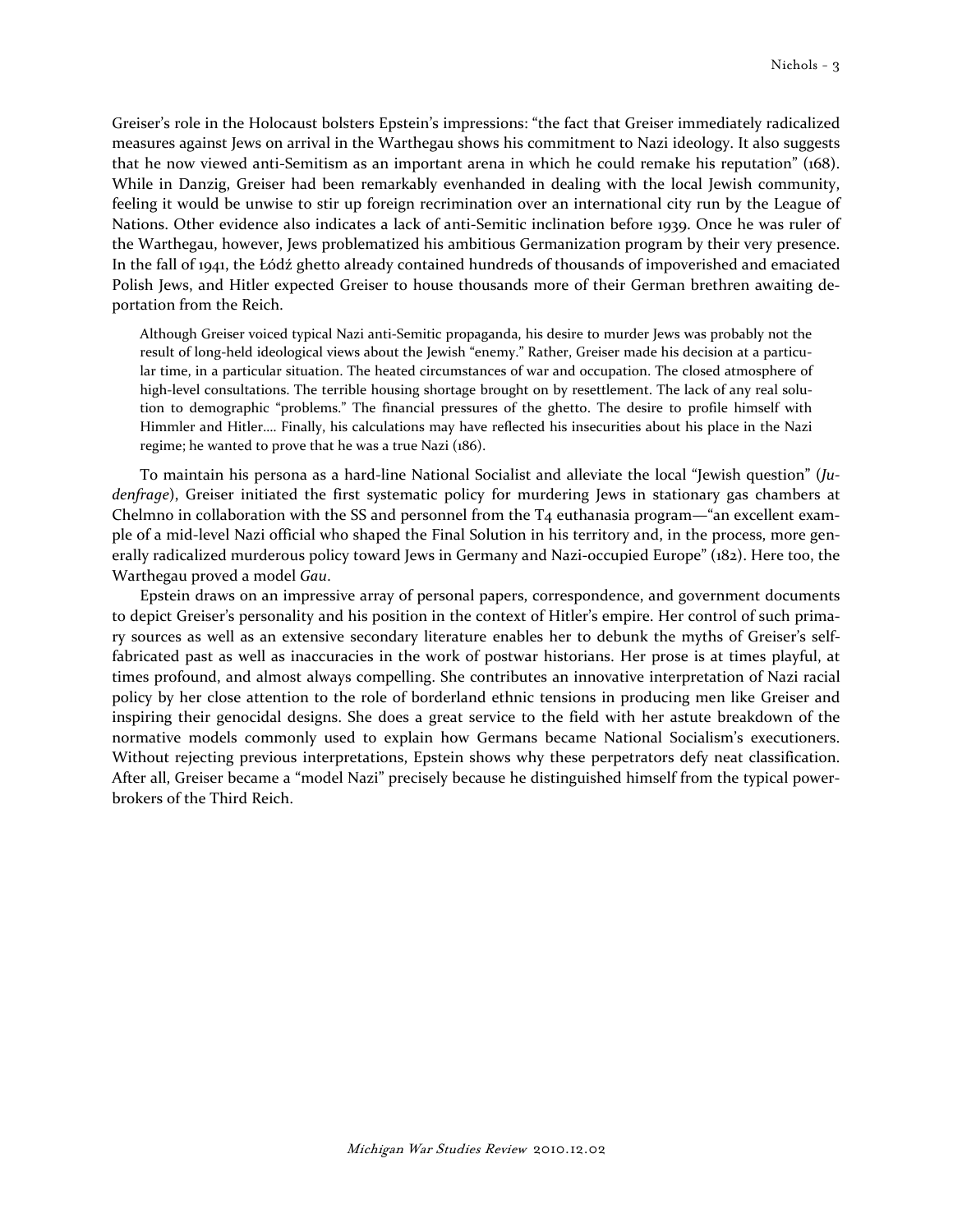Greiser's role in the Holocaust bolsters Epstein's impressions: "the fact that Greiser immediately radicalized measures against Jews on arrival in the Warthegau shows his commitment to Nazi ideology. It also suggests that he now viewed anti-Semitism as an important arena in which he could remake his reputation" (168). While in Danzig, Greiser had been remarkably evenhanded in dealing with the local Jewish community, feeling it would be unwise to stir up foreign recrimination over an international city run by the League of Nations. Other evidence also indicates a lack of anti-Semitic inclination before 1939. Once he was ruler of the Warthegau, however, Jews problematized his ambitious Germanization program by their very presence. In the fall of 1941, the Łódź ghetto already contained hundreds of thousands of impoverished and emaciated Polish Jews, and Hitler expected Greiser to house thousands more of their German brethren awaiting deportation from the Reich.

> Although Greiser voiced typical Nazi anti-Semitic propaganda, his desire to murder Jews was probably not the result of long-held ideological views about the Jewish "enemy." Rather, Greiser made his decision at a particular time, in a particular situation. The heated circumstances of war and occupation. The closed atmosphere of high-level consultations. The terrible housing shortage brought on by resettlement. The lack of any real solution to demographic "problems." The financial pressures of the ghetto. The desire to profile himself with Himmler and Hitler…. Finally, his calculations may have reflected his insecurities about his place in the Nazi regime; he wanted to prove that he was a true Nazi (186).

To maintain his persona as a hard-line National Socialist and alleviate the local "Jewish question" (*Judenfrage*), Greiser initiated the first systematic policy for murdering Jews in stationary gas chambers at Chelmno in collaboration with the SS and personnel from the T4 euthanasia program—"an excellent example of a mid-level Nazi official who shaped the Final Solution in his territory and, in the process, more generally radicalized murderous policy toward Jews in Germany and Nazi-occupied Europe" (182). Here too, the Warthegau proved a model *Gau*.

Epstein draws on an impressive array of personal papers, correspondence, and government documents to depict Greiser's personality and his position in the context of Hitler's empire. Her control of such primary sources as well as an extensive secondary literature enables her to debunk the myths of Greiser's self-fabricated past as well as inaccuracies in the work of postwar historians. Her prose is at times playful, at times profound, and almost always compelling. She contributes an innovative interpretation of Nazi racial policy by her close attention to the role of borderland ethnic tensions in producing men like Greiser and inspiring their genocidal designs. She does a great service to the field with her astute breakdown of the normative models commonly used to explain how Germans became National Socialism's executioners. Without rejecting previous interpretations, Epstein shows why these perpetrators defy neat classification. After all, Greiser became a "model Nazi" precisely because he distinguished himself from the typical power-brokers of the Third Reich.